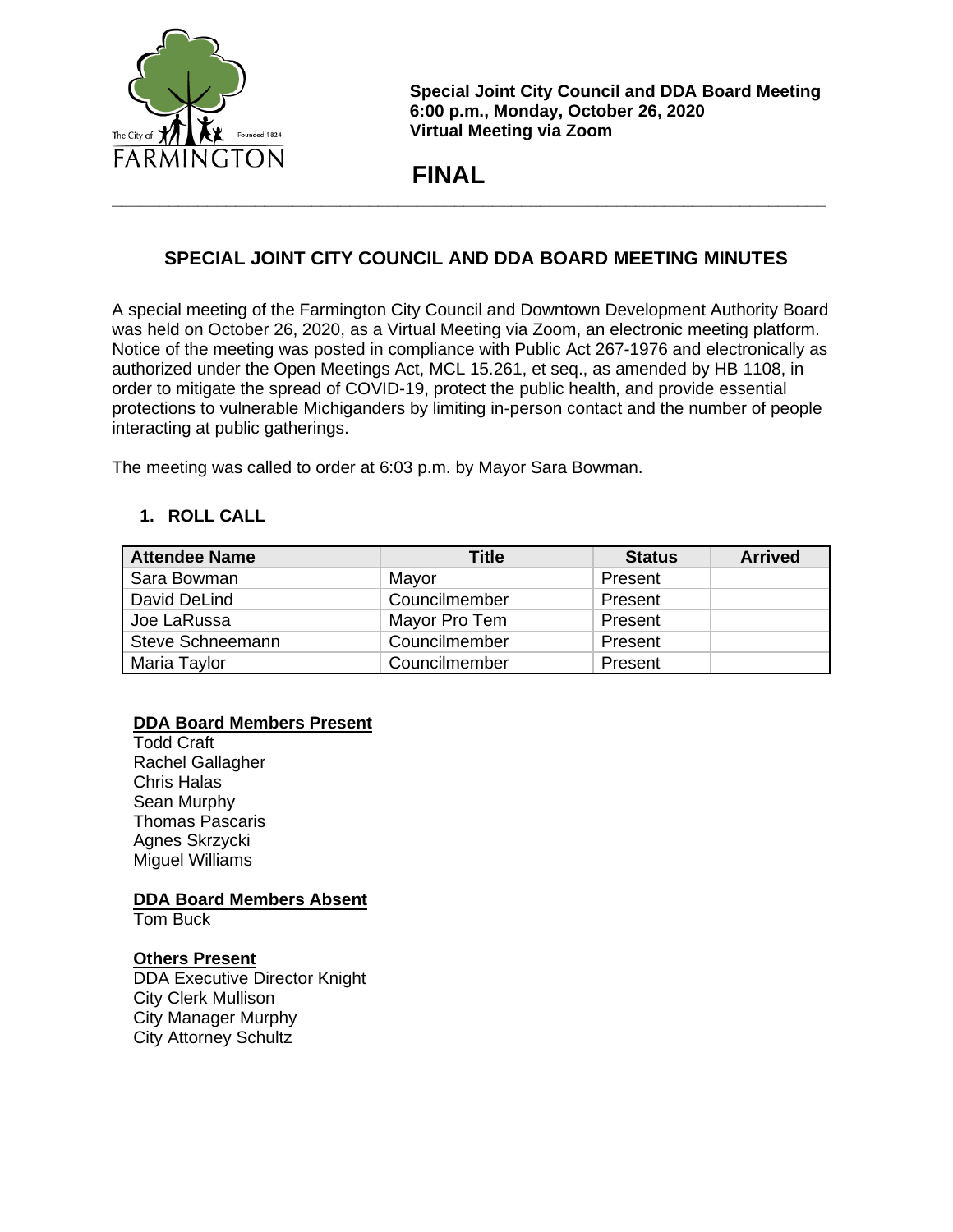**Special Joint City Council and DDA Board Meeting**
**6:00 p.m., Monday, October 26, 2020**
**Virtual Meeting via Zoom**

**FINAL**

---

## SPECIAL JOINT CITY COUNCIL AND DDA BOARD MEETING MINUTES

A special meeting of the Farmington City Council and Downtown Development Authority Board was held on October 26, 2020, as a Virtual Meeting via Zoom, an electronic meeting platform. Notice of the meeting was posted in compliance with Public Act 267-1976 and electronically as authorized under the Open Meetings Act, MCL 15.261, et seq., as amended by HB 1108, in order to mitigate the spread of COVID-19, protect the public health, and provide essential protections to vulnerable Michiganders by limiting in-person contact and the number of people interacting at public gatherings.

The meeting was called to order at 6:03 p.m. by Mayor Sara Bowman.

### 1. ROLL CALL

| Attendee Name | Title | Status | Arrived |
|---|---|---|---|
| Sara Bowman | Mayor | Present | |
| David DeLind | Councilmember | Present | |
| Joe LaRussa | Mayor Pro Tem | Present | |
| Steve Schneemann | Councilmember | Present | |
| Maria Taylor | Councilmember | Present | |

**DDA Board Members Present**
Todd Craft
Rachel Gallagher
Chris Halas
Sean Murphy
Thomas Pascaris
Agnes Skrzycki
Miguel Williams

**DDA Board Members Absent**
Tom Buck

**Others Present**
DDA Executive Director Knight
City Clerk Mullison
City Manager Murphy
City Attorney Schultz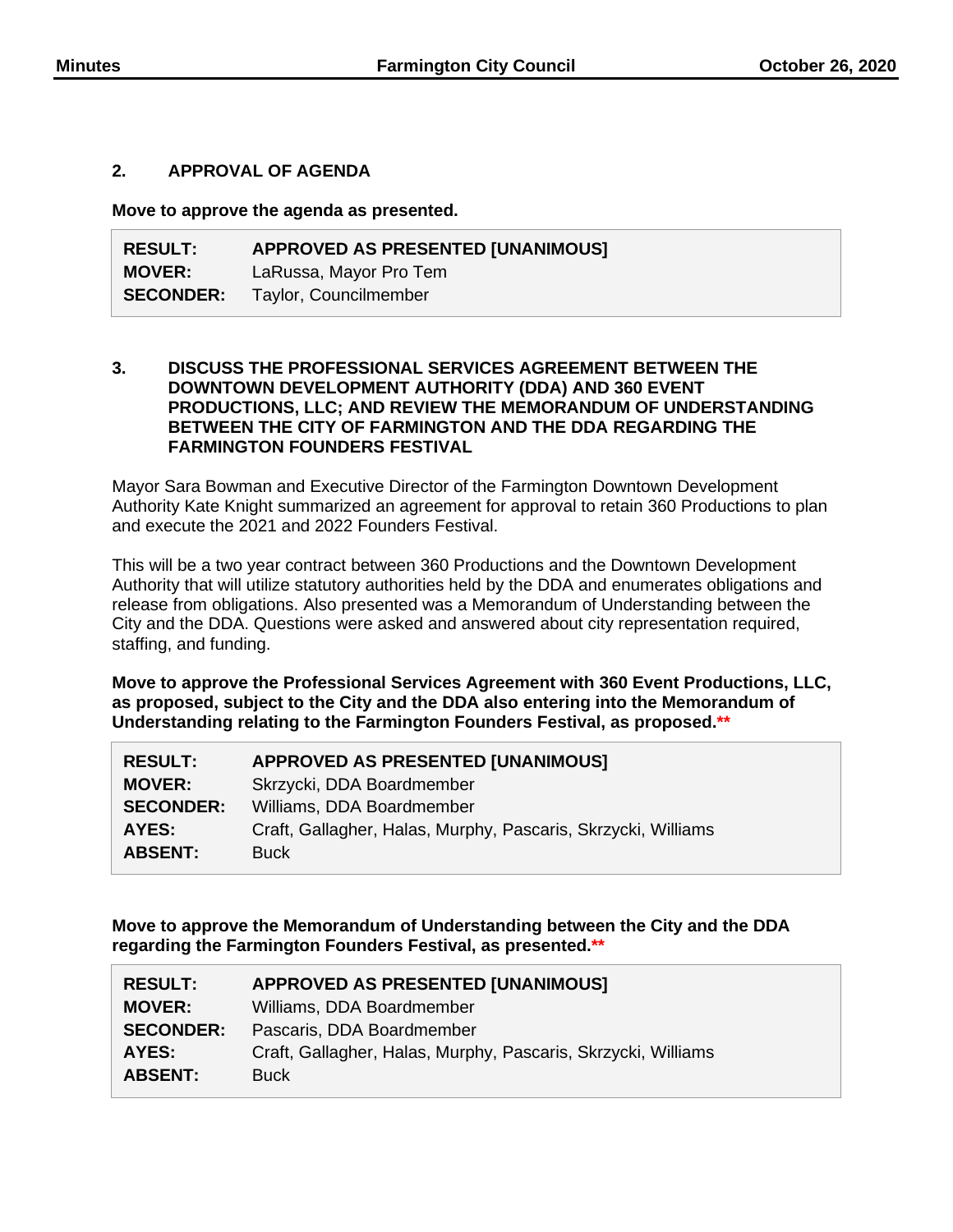## 2. APPROVAL OF AGENDA

**Move to approve the agenda as presented.**

| | |
|---|---|
| **RESULT:** | **APPROVED AS PRESENTED [UNANIMOUS]** |
| **MOVER:** | LaRussa, Mayor Pro Tem |
| **SECONDER:** | Taylor, Councilmember |

## 3. DISCUSS THE PROFESSIONAL SERVICES AGREEMENT BETWEEN THE DOWNTOWN DEVELOPMENT AUTHORITY (DDA) AND 360 EVENT PRODUCTIONS, LLC; AND REVIEW THE MEMORANDUM OF UNDERSTANDING BETWEEN THE CITY OF FARMINGTON AND THE DDA REGARDING THE FARMINGTON FOUNDERS FESTIVAL

Mayor Sara Bowman and Executive Director of the Farmington Downtown Development Authority Kate Knight summarized an agreement for approval to retain 360 Productions to plan and execute the 2021 and 2022 Founders Festival.

This will be a two year contract between 360 Productions and the Downtown Development Authority that will utilize statutory authorities held by the DDA and enumerates obligations and release from obligations. Also presented was a Memorandum of Understanding between the City and the DDA. Questions were asked and answered about city representation required, staffing, and funding.

**Move to approve the Professional Services Agreement with 360 Event Productions, LLC, as proposed, subject to the City and the DDA also entering into the Memorandum of Understanding relating to the Farmington Founders Festival, as proposed.****

| | |
|---|---|
| **RESULT:** | **APPROVED AS PRESENTED [UNANIMOUS]** |
| **MOVER:** | Skrzycki, DDA Boardmember |
| **SECONDER:** | Williams, DDA Boardmember |
| **AYES:** | Craft, Gallagher, Halas, Murphy, Pascaris, Skrzycki, Williams |
| **ABSENT:** | Buck |

**Move to approve the Memorandum of Understanding between the City and the DDA regarding the Farmington Founders Festival, as presented.****

| | |
|---|---|
| **RESULT:** | **APPROVED AS PRESENTED [UNANIMOUS]** |
| **MOVER:** | Williams, DDA Boardmember |
| **SECONDER:** | Pascaris, DDA Boardmember |
| **AYES:** | Craft, Gallagher, Halas, Murphy, Pascaris, Skrzycki, Williams |
| **ABSENT:** | Buck |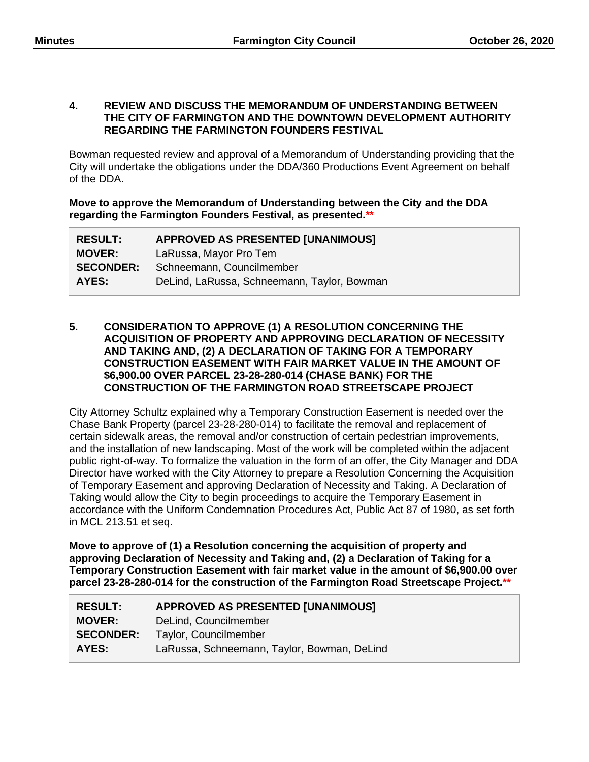**4. REVIEW AND DISCUSS THE MEMORANDUM OF UNDERSTANDING BETWEEN THE CITY OF FARMINGTON AND THE DOWNTOWN DEVELOPMENT AUTHORITY REGARDING THE FARMINGTON FOUNDERS FESTIVAL**

Bowman requested review and approval of a Memorandum of Understanding providing that the City will undertake the obligations under the DDA/360 Productions Event Agreement on behalf of the DDA.

**Move to approve the Memorandum of Understanding between the City and the DDA regarding the Farmington Founders Festival, as presented.\*\***

| | |
|---|---|
| **RESULT:** | **APPROVED AS PRESENTED [UNANIMOUS]** |
| **MOVER:** | LaRussa, Mayor Pro Tem |
| **SECONDER:** | Schneemann, Councilmember |
| **AYES:** | DeLind, LaRussa, Schneemann, Taylor, Bowman |

**5. CONSIDERATION TO APPROVE (1) A RESOLUTION CONCERNING THE ACQUISITION OF PROPERTY AND APPROVING DECLARATION OF NECESSITY AND TAKING AND, (2) A DECLARATION OF TAKING FOR A TEMPORARY CONSTRUCTION EASEMENT WITH FAIR MARKET VALUE IN THE AMOUNT OF $6,900.00 OVER PARCEL 23-28-280-014 (CHASE BANK) FOR THE CONSTRUCTION OF THE FARMINGTON ROAD STREETSCAPE PROJECT**

City Attorney Schultz explained why a Temporary Construction Easement is needed over the Chase Bank Property (parcel 23-28-280-014) to facilitate the removal and replacement of certain sidewalk areas, the removal and/or construction of certain pedestrian improvements, and the installation of new landscaping. Most of the work will be completed within the adjacent public right-of-way. To formalize the valuation in the form of an offer, the City Manager and DDA Director have worked with the City Attorney to prepare a Resolution Concerning the Acquisition of Temporary Easement and approving Declaration of Necessity and Taking. A Declaration of Taking would allow the City to begin proceedings to acquire the Temporary Easement in accordance with the Uniform Condemnation Procedures Act, Public Act 87 of 1980, as set forth in MCL 213.51 et seq.

**Move to approve of (1) a Resolution concerning the acquisition of property and approving Declaration of Necessity and Taking and, (2) a Declaration of Taking for a Temporary Construction Easement with fair market value in the amount of $6,900.00 over parcel 23-28-280-014 for the construction of the Farmington Road Streetscape Project.\*\***

| | |
|---|---|
| **RESULT:** | **APPROVED AS PRESENTED [UNANIMOUS]** |
| **MOVER:** | DeLind, Councilmember |
| **SECONDER:** | Taylor, Councilmember |
| **AYES:** | LaRussa, Schneemann, Taylor, Bowman, DeLind |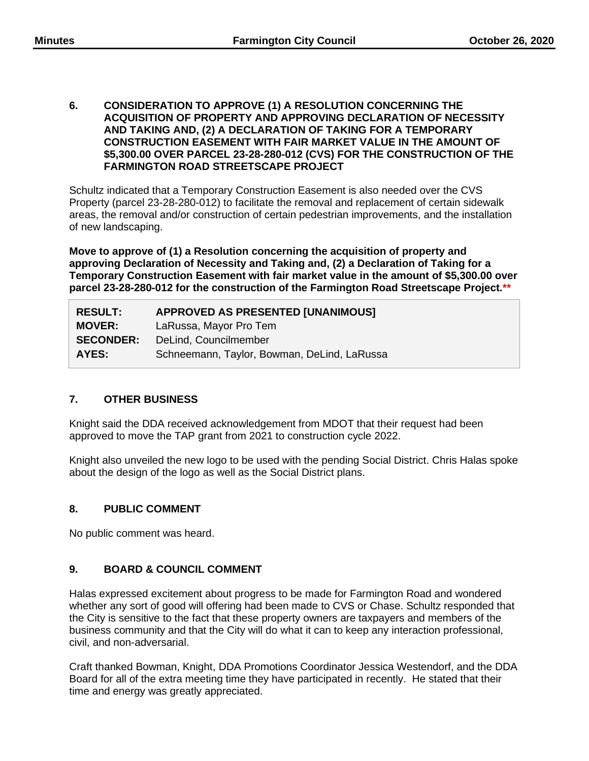**6. CONSIDERATION TO APPROVE (1) A RESOLUTION CONCERNING THE ACQUISITION OF PROPERTY AND APPROVING DECLARATION OF NECESSITY AND TAKING AND, (2) A DECLARATION OF TAKING FOR A TEMPORARY CONSTRUCTION EASEMENT WITH FAIR MARKET VALUE IN THE AMOUNT OF $5,300.00 OVER PARCEL 23-28-280-012 (CVS) FOR THE CONSTRUCTION OF THE FARMINGTON ROAD STREETSCAPE PROJECT**

Schultz indicated that a Temporary Construction Easement is also needed over the CVS Property (parcel 23-28-280-012) to facilitate the removal and replacement of certain sidewalk areas, the removal and/or construction of certain pedestrian improvements, and the installation of new landscaping.

**Move to approve of (1) a Resolution concerning the acquisition of property and approving Declaration of Necessity and Taking and, (2) a Declaration of Taking for a Temporary Construction Easement with fair market value in the amount of $5,300.00 over parcel 23-28-280-012 for the construction of the Farmington Road Streetscape Project.\*\***

| | |
|---|---|
| **RESULT:** | **APPROVED AS PRESENTED [UNANIMOUS]** |
| **MOVER:** | LaRussa, Mayor Pro Tem |
| **SECONDER:** | DeLind, Councilmember |
| **AYES:** | Schneemann, Taylor, Bowman, DeLind, LaRussa |

**7. OTHER BUSINESS**

Knight said the DDA received acknowledgement from MDOT that their request had been approved to move the TAP grant from 2021 to construction cycle 2022.

Knight also unveiled the new logo to be used with the pending Social District. Chris Halas spoke about the design of the logo as well as the Social District plans.

**8. PUBLIC COMMENT**

No public comment was heard.

**9. BOARD & COUNCIL COMMENT**

Halas expressed excitement about progress to be made for Farmington Road and wondered whether any sort of good will offering had been made to CVS or Chase. Schultz responded that the City is sensitive to the fact that these property owners are taxpayers and members of the business community and that the City will do what it can to keep any interaction professional, civil, and non-adversarial.

Craft thanked Bowman, Knight, DDA Promotions Coordinator Jessica Westendorf, and the DDA Board for all of the extra meeting time they have participated in recently. He stated that their time and energy was greatly appreciated.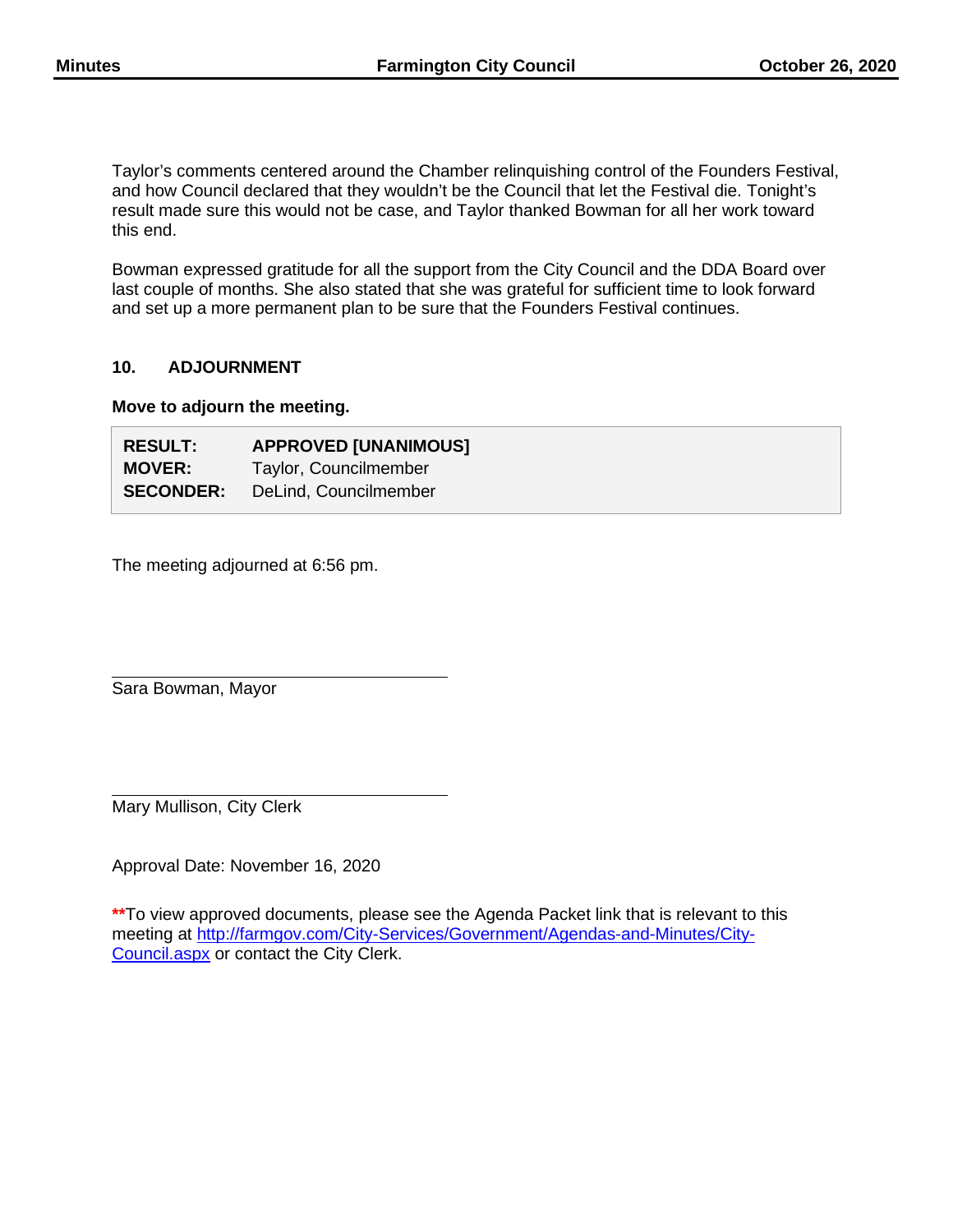Taylor's comments centered around the Chamber relinquishing control of the Founders Festival, and how Council declared that they wouldn't be the Council that let the Festival die. Tonight's result made sure this would not be case, and Taylor thanked Bowman for all her work toward this end.

Bowman expressed gratitude for all the support from the City Council and the DDA Board over last couple of months. She also stated that she was grateful for sufficient time to look forward and set up a more permanent plan to be sure that the Founders Festival continues.

## 10. ADJOURNMENT

**Move to adjourn the meeting.**

| | |
|---|---|
| **RESULT:** | **APPROVED [UNANIMOUS]** |
| **MOVER:** | Taylor, Councilmember |
| **SECONDER:** | DeLind, Councilmember |

The meeting adjourned at 6:56 pm.

______________________________
Sara Bowman, Mayor

______________________________
Mary Mullison, City Clerk

Approval Date: November 16, 2020

**To view approved documents, please see the Agenda Packet link that is relevant to this meeting at [http://farmgov.com/City-Services/Government/Agendas-and-Minutes/City-Council.aspx](http://farmgov.com/City-Services/Government/Agendas-and-Minutes/City-Council.aspx) or contact the City Clerk.